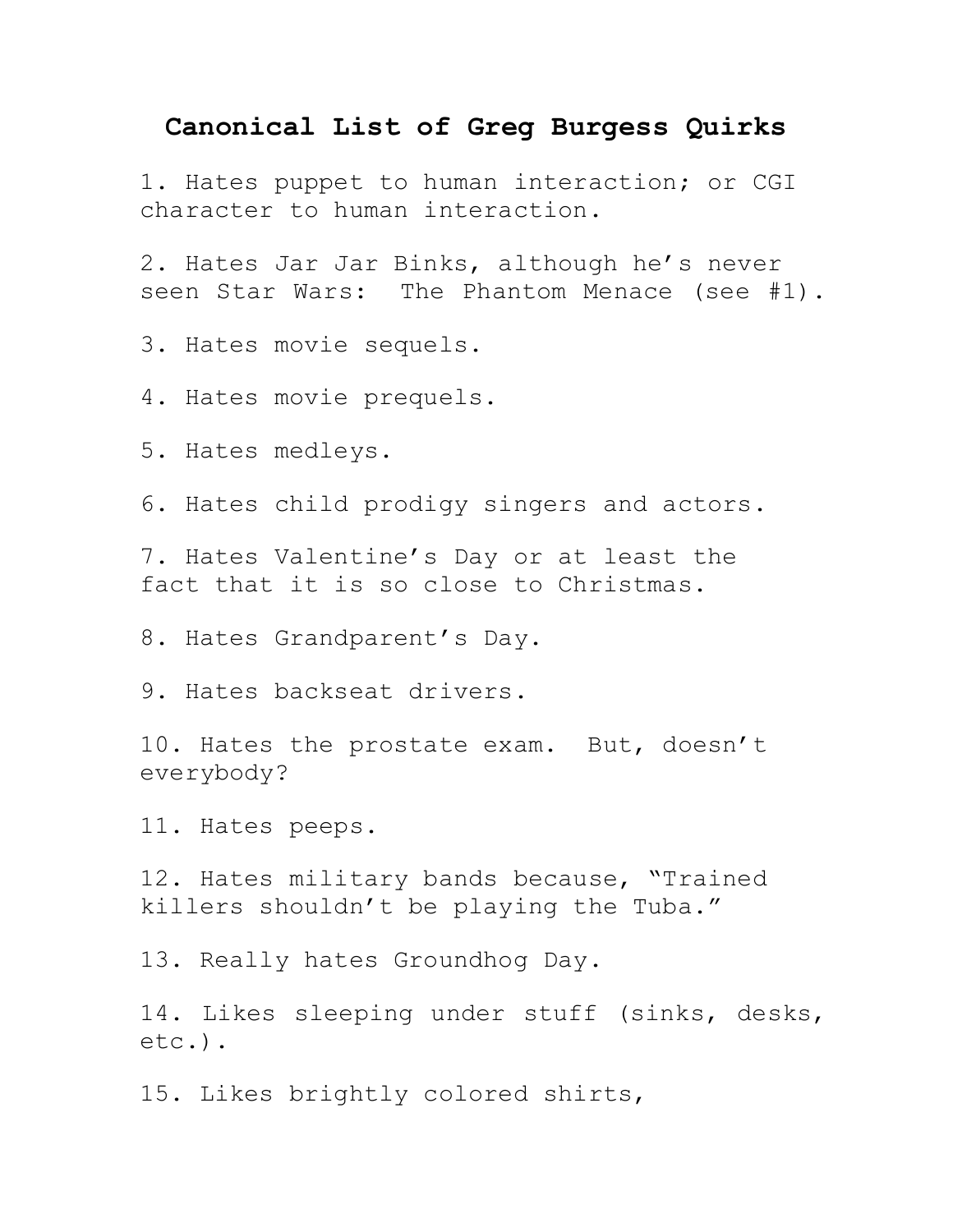# Canonical List of Greg Burgess Quirks

1. Hates puppet to human interaction; or CGI character to human interaction.

2. Hates Jar Jar Binks, although he's never seen Star Wars: The Phantom Menace (see #1).

3. Hates movie sequels.

4. Hates movie prequels.

5. Hates medleys.

6. Hates child prodigy singers and actors.

7. Hates Valentine's Day or at least the fact that it is so close to Christmas.

8. Hates Grandparent's Day.

9. Hates backseat drivers.

10. Hates the prostate exam. But, doesn't everybody?

11. Hates peeps.

12. Hates military bands because, "Trained killers shouldn't be playing the Tuba."

13. Really hates Groundhog Day.

14. Likes sleeping under stuff (sinks, desks, etc.).

15. Likes brightly colored shirts,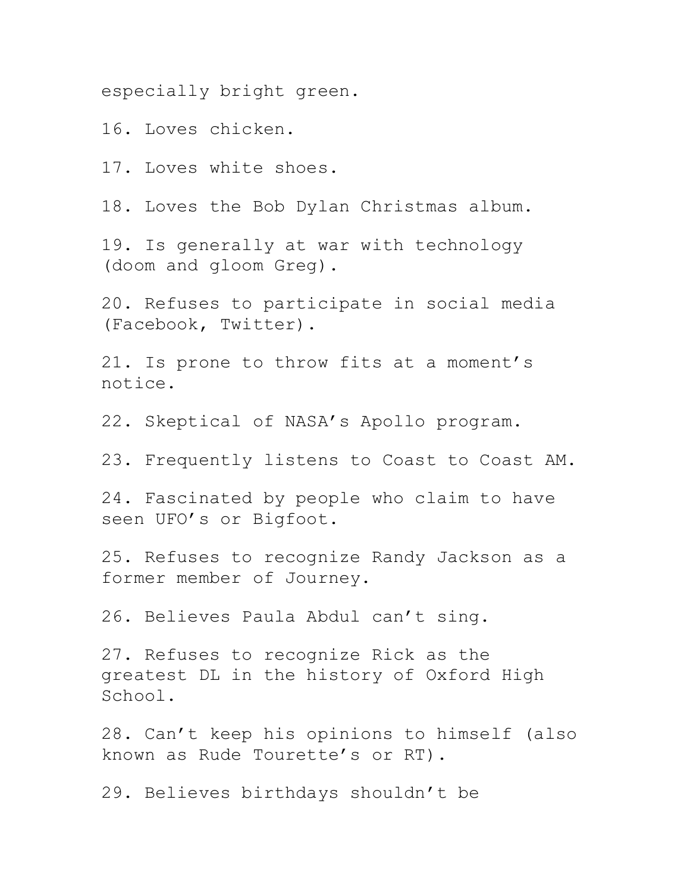especially bright green.

16. Loves chicken.

17. Loves white shoes.

18. Loves the Bob Dylan Christmas album.

19. Is generally at war with technology (doom and gloom Greg).

20. Refuses to participate in social media (Facebook, Twitter).

21. Is prone to throw fits at a moment's notice.

22. Skeptical of NASA's Apollo program.

23. Frequently listens to Coast to Coast AM.

24. Fascinated by people who claim to have seen UFO's or Bigfoot.

25. Refuses to recognize Randy Jackson as a former member of Journey.

26. Believes Paula Abdul can't sing.

27. Refuses to recognize Rick as the greatest DL in the history of Oxford High School.

28. Can't keep his opinions to himself (also known as Rude Tourette's or RT).

29. Believes birthdays shouldn't be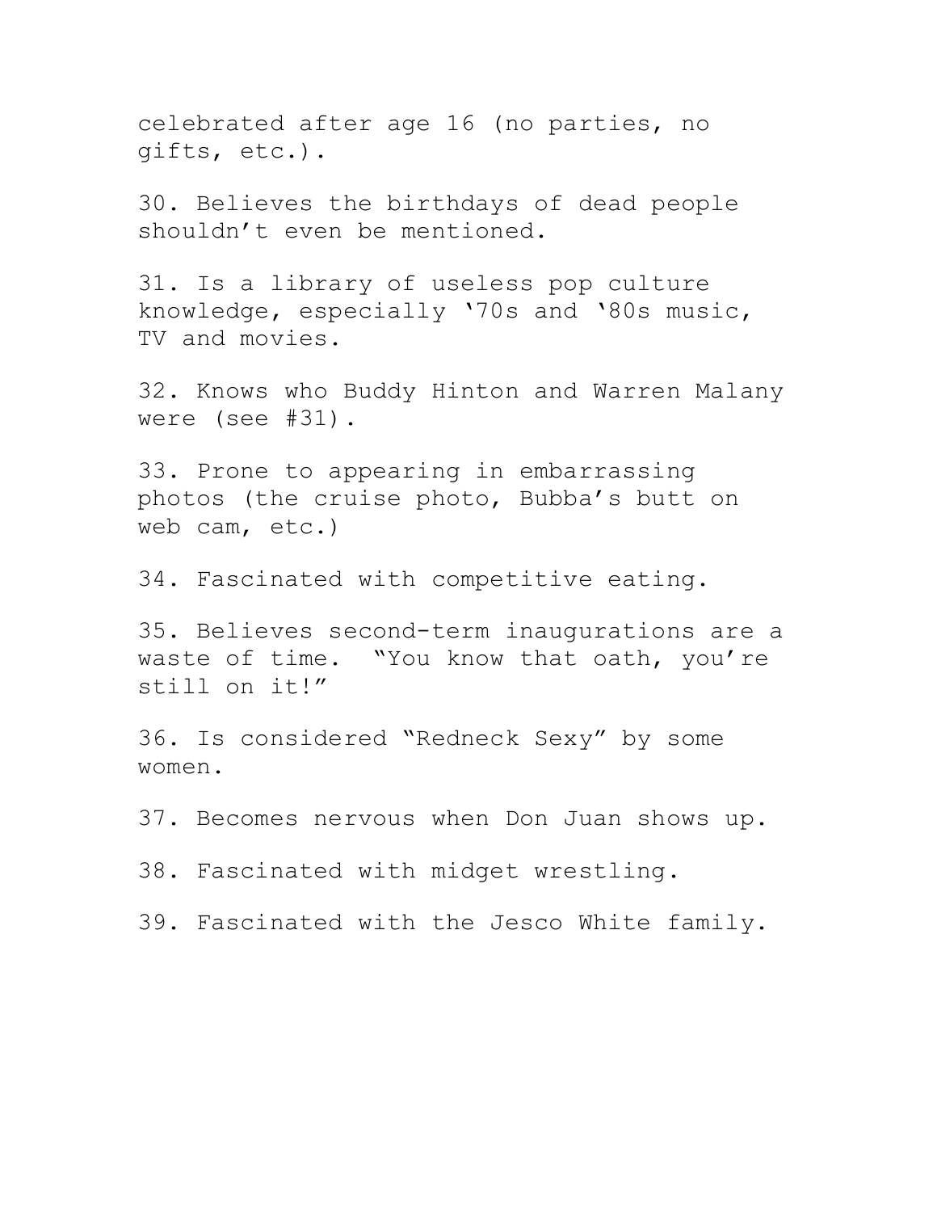celebrated after age 16 (no parties, no gifts, etc.).

30. Believes the birthdays of dead people shouldn't even be mentioned.

31. Is a library of useless pop culture knowledge, especially '70s and '80s music, TV and movies.

32. Knows who Buddy Hinton and Warren Malany were (see #31).

33. Prone to appearing in embarrassing photos (the cruise photo, Bubba's butt on web cam, etc.)

34. Fascinated with competitive eating.

35. Believes second-term inaugurations are a waste of time. "You know that oath, you're still on it!"

36. Is considered "Redneck Sexy" by some women.

37. Becomes nervous when Don Juan shows up.

38. Fascinated with midget wrestling.

39. Fascinated with the Jesco White family.